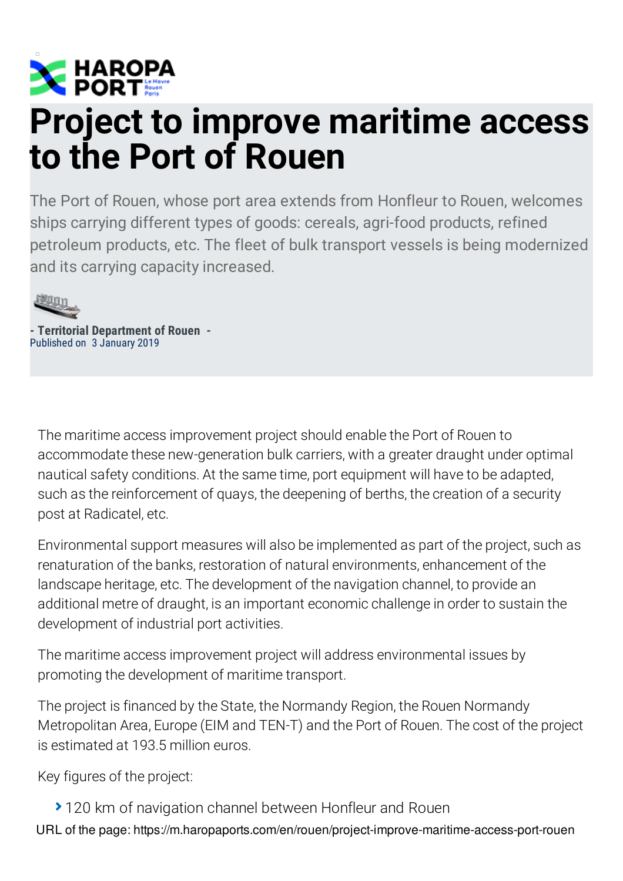# Project to improve maritime access to the Port of Rouen

The Port of Rouen, whose port area extends from Honfleur to Rouen, welcomes ships carrying different types of goods: cereals, agri-food products, refined petroleum products, etc. The fleet of bulk transport vessels is being modernized and its carrying capacity increased.

**- Territorial Department of Rouen -**
Published on 3 January 2019

The maritime access improvement project should enable the Port of Rouen to accommodate these new-generation bulk carriers, with a greater draught under optimal nautical safety conditions. At the same time, port equipment will have to be adapted, such as the reinforcement of quays, the deepening of berths, the creation of a security post at Radicatel, etc.

Environmental support measures will also be implemented as part of the project, such as renaturation of the banks, restoration of natural environments, enhancement of the landscape heritage, etc. The development of the navigation channel, to provide an additional metre of draught, is an important economic challenge in order to sustain the development of industrial port activities.

The maritime access improvement project will address environmental issues by promoting the development of maritime transport.

The project is financed by the State, the Normandy Region, the Rouen Normandy Metropolitan Area, Europe (EIM and TEN-T) and the Port of Rouen. The cost of the project is estimated at 193.5 million euros.

Key figures of the project:

- 120 km of navigation channel between Honfleur and Rouen

URL of the page: https://m.haropaports.com/en/rouen/project-improve-maritime-access-port-rouen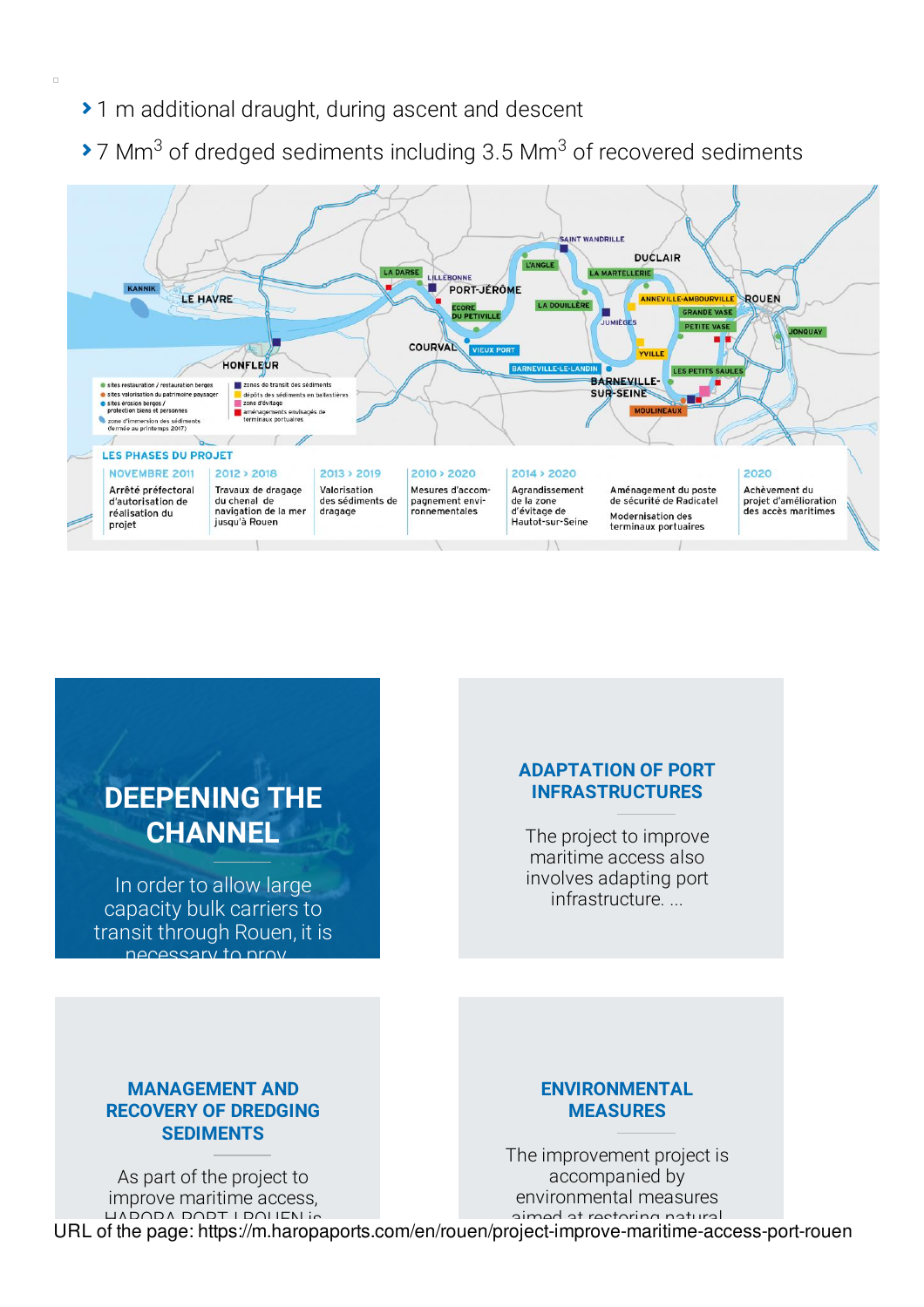- 1 m additional draught, during ascent and descent
- 7 $Mm^3$ of dredged sediments including 3.5 $Mm^3$ of recovered sediments

LES PHASES DU PROJET

| NOVEMBRE 2011 | 2012 > 2018 | 2013 > 2019 | 2010 > 2020 | 2014 > 2020 | | 2020 |
|---|---|---|---|---|---|---|
| Arrêté préfectoral d'autorisation de réalisation du projet | Travaux de dragage du chenal de navigation de la mer jusqu'à Rouen | Valorisation des sédiments de dragage | Mesures d'accompagnement environnementales | Agrandissement de la zone d'évitage de Hautot-sur-Seine | Aménagement du poste de sécurité de Radicatel<br>Modernisation des terminaux portuaires | Achèvement du projet d'amélioration des accès maritimes |

## DEEPENING THE CHANNEL

In order to allow large capacity bulk carriers to transit through Rouen, it is necessary to prov

## ADAPTATION OF PORT INFRASTRUCTURES

The project to improve maritime access also involves adapting port infrastructure. ...

## MANAGEMENT AND RECOVERY OF DREDGING SEDIMENTS

As part of the project to improve maritime access, HAROPA PORT | ROUEN is

## ENVIRONMENTAL MEASURES

The improvement project is accompanied by environmental measures aimed at restoring natural

URL of the page: https://m.haropaports.com/en/rouen/project-improve-maritime-access-port-rouen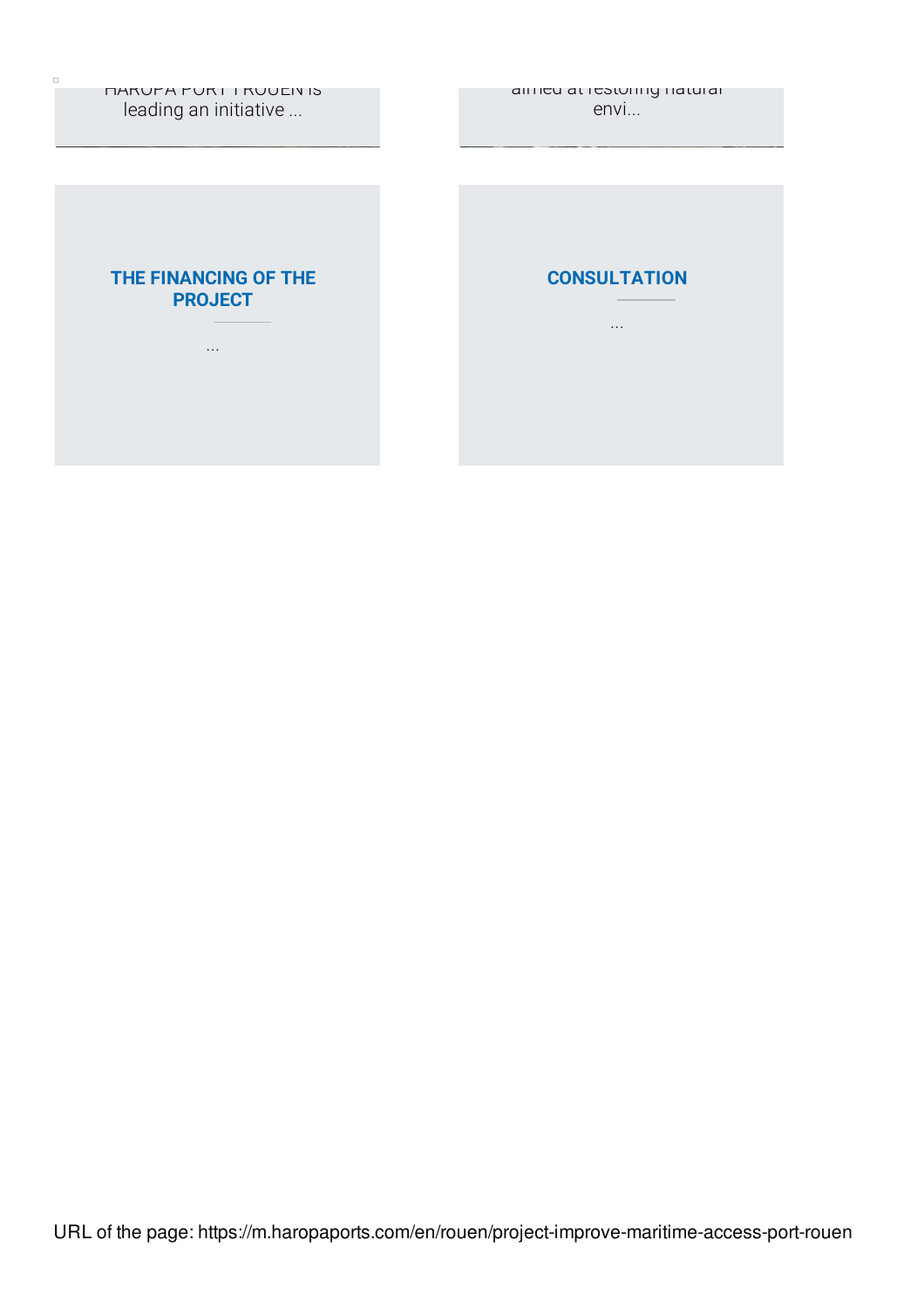HAROPA PORT ROUEN is leading an initiative ...

aimed at restoring natural envi...

### THE FINANCING OF THE PROJECT

...

### CONSULTATION

...

URL of the page: https://m.haropaports.com/en/rouen/project-improve-maritime-access-port-rouen